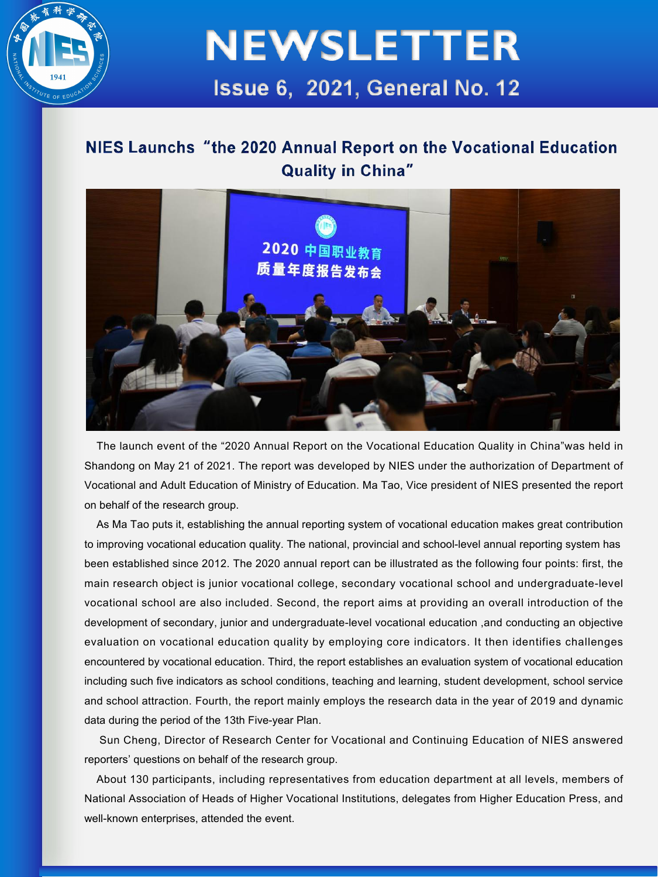# NEWSLETTER

## Issue 6, 2021, General No. 12

## NIES Launchs "the 2020 Annual Report on the Vocational Education Quality in China"

The launch event of the "2020 Annual Report on the Vocational Education Quality in China"was held in Shandong on May 21 of 2021. The report was developed by NIES under the authorization of Department of Vocational and Adult Education of Ministry of Education. Ma Tao, Vice president of NIES presented the report on behalf of the research group.

As Ma Tao puts it, establishing the annual reporting system of vocational education makes great contribution to improving vocational education quality. The national, provincial and school-level annual reporting system has been established since 2012. The 2020 annual report can be illustrated as the following four points: first, the main research object is junior vocational college, secondary vocational school and undergraduate-level vocational school are also included. Second, the report aims at providing an overall introduction of the development of secondary, junior and undergraduate-level vocational education ,and conducting an objective evaluation on vocational education quality by employing core indicators. It then identifies challenges encountered by vocational education. Third, the report establishes an evaluation system of vocational education including such five indicators as school conditions, teaching and learning, student development, school service and school attraction. Fourth, the report mainly employs the research data in the year of 2019 and dynamic data during the period of the 13th Five-year Plan.

Sun Cheng, Director of Research Center for Vocational and Continuing Education of NIES answered reporters' questions on behalf of the research group.

About 130 participants, including representatives from education department at all levels, members of National Association of Heads of Higher Vocational Institutions, delegates from Higher Education Press, and well-known enterprises, attended the event.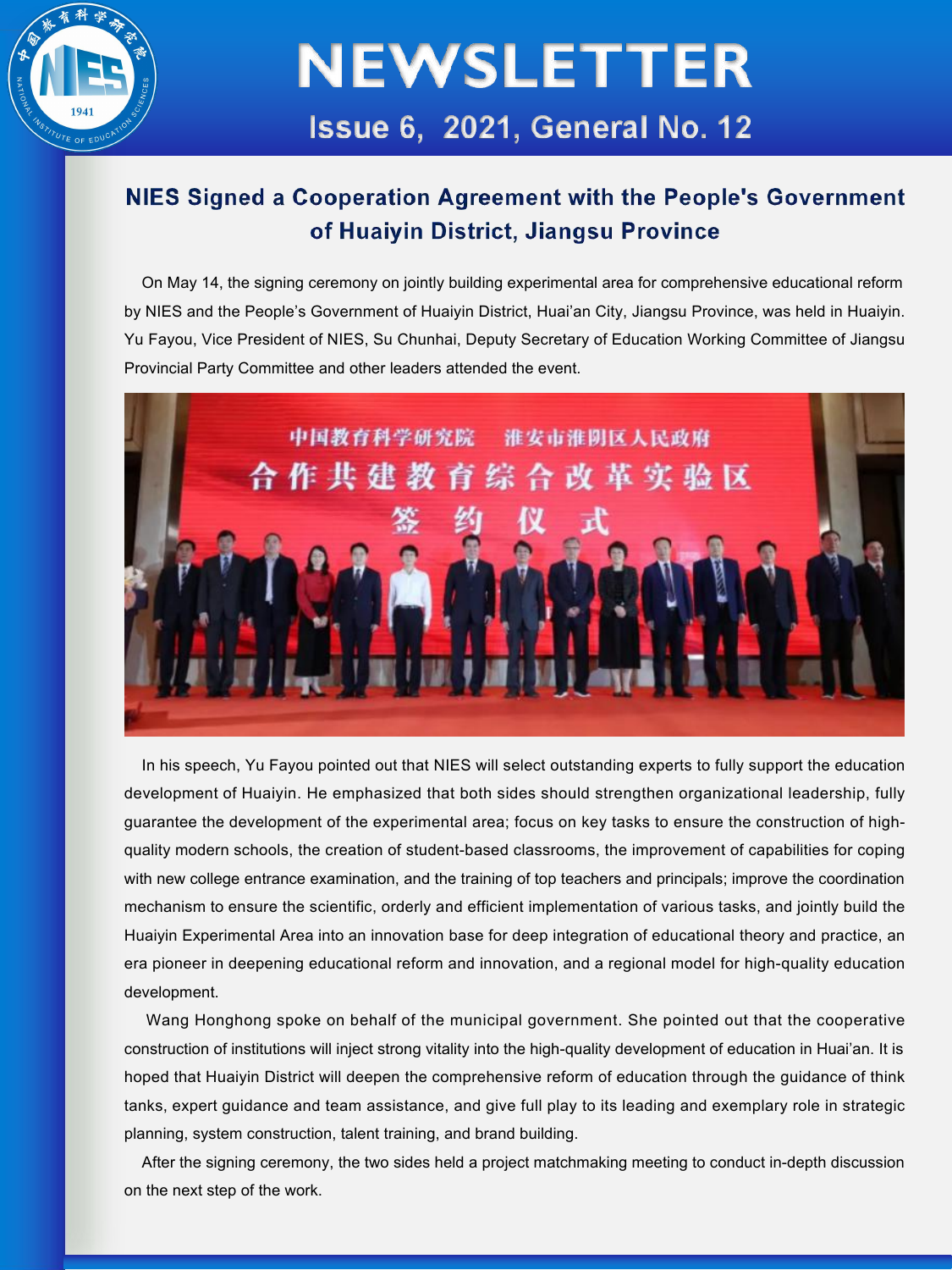## NIES Signed a Cooperation Agreement with the People's Government of Huaiyin District, Jiangsu Province

On May 14, the signing ceremony on jointly building experimental area for comprehensive educational reform by NIES and the People's Government of Huaiyin District, Huai'an City, Jiangsu Province, was held in Huaiyin. Yu Fayou, Vice President of NIES, Su Chunhai, Deputy Secretary of Education Working Committee of Jiangsu Provincial Party Committee and other leaders attended the event.

In his speech, Yu Fayou pointed out that NIES will select outstanding experts to fully support the education development of Huaiyin. He emphasized that both sides should strengthen organizational leadership, fully guarantee the development of the experimental area; focus on key tasks to ensure the construction of high-quality modern schools, the creation of student-based classrooms, the improvement of capabilities for coping with new college entrance examination, and the training of top teachers and principals; improve the coordination mechanism to ensure the scientific, orderly and efficient implementation of various tasks, and jointly build the Huaiyin Experimental Area into an innovation base for deep integration of educational theory and practice, an era pioneer in deepening educational reform and innovation, and a regional model for high-quality education development.

Wang Honghong spoke on behalf of the municipal government. She pointed out that the cooperative construction of institutions will inject strong vitality into the high-quality development of education in Huai'an. It is hoped that Huaiyin District will deepen the comprehensive reform of education through the guidance of think tanks, expert guidance and team assistance, and give full play to its leading and exemplary role in strategic planning, system construction, talent training, and brand building.

After the signing ceremony, the two sides held a project matchmaking meeting to conduct in-depth discussion on the next step of the work.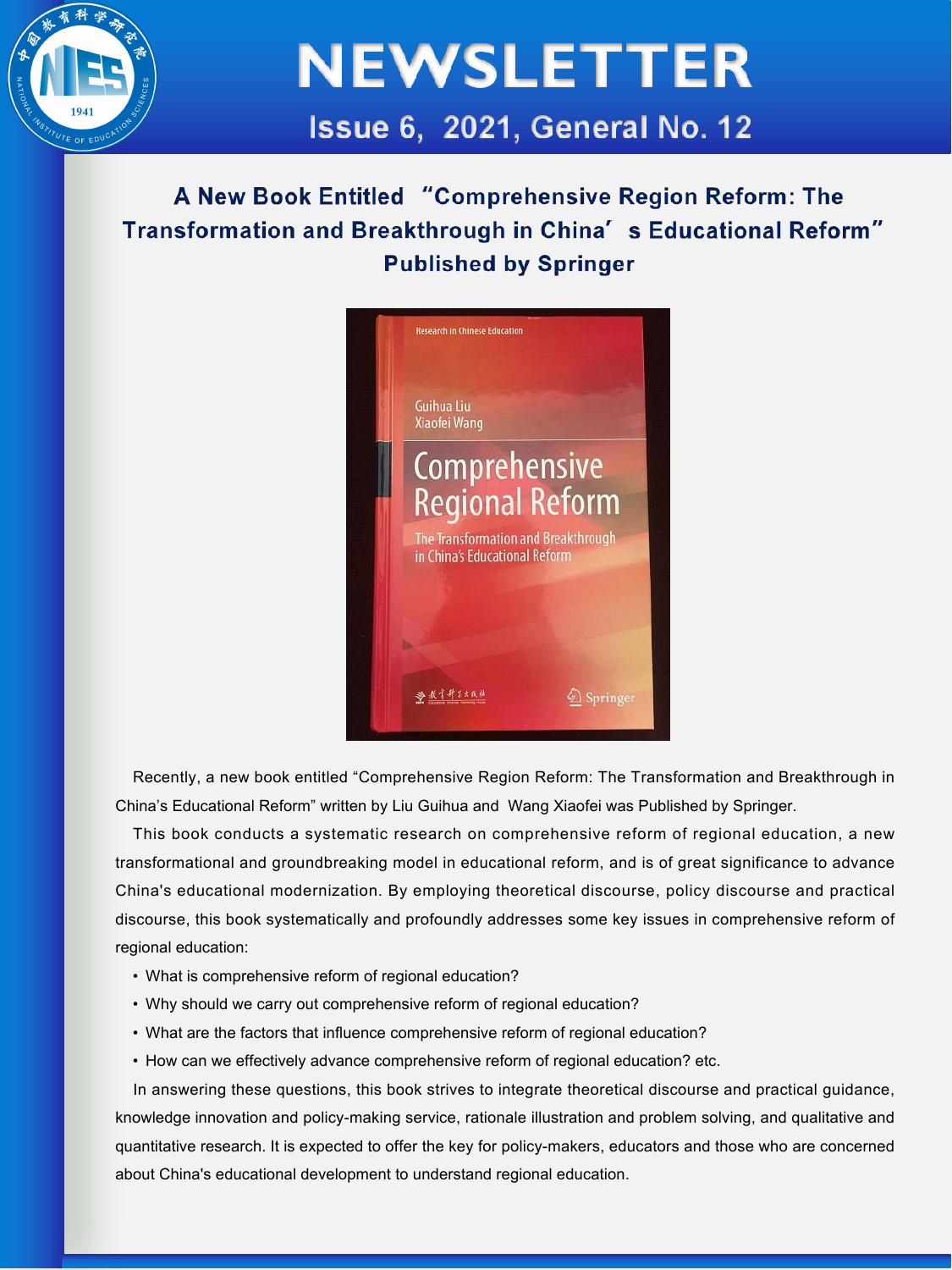# A New Book Entitled "Comprehensive Region Reform: The Transformation and Breakthrough in China's Educational Reform" Published by Springer

Recently, a new book entitled "Comprehensive Region Reform: The Transformation and Breakthrough in China's Educational Reform" written by Liu Guihua and Wang Xiaofei was Published by Springer.

This book conducts a systematic research on comprehensive reform of regional education, a new transformational and groundbreaking model in educational reform, and is of great significance to advance China's educational modernization. By employing theoretical discourse, policy discourse and practical discourse, this book systematically and profoundly addresses some key issues in comprehensive reform of regional education:

- What is comprehensive reform of regional education?
- Why should we carry out comprehensive reform of regional education?
- What are the factors that influence comprehensive reform of regional education?
- How can we effectively advance comprehensive reform of regional education? etc.

In answering these questions, this book strives to integrate theoretical discourse and practical guidance, knowledge innovation and policy-making service, rationale illustration and problem solving, and qualitative and quantitative research. It is expected to offer the key for policy-makers, educators and those who are concerned about China's educational development to understand regional education.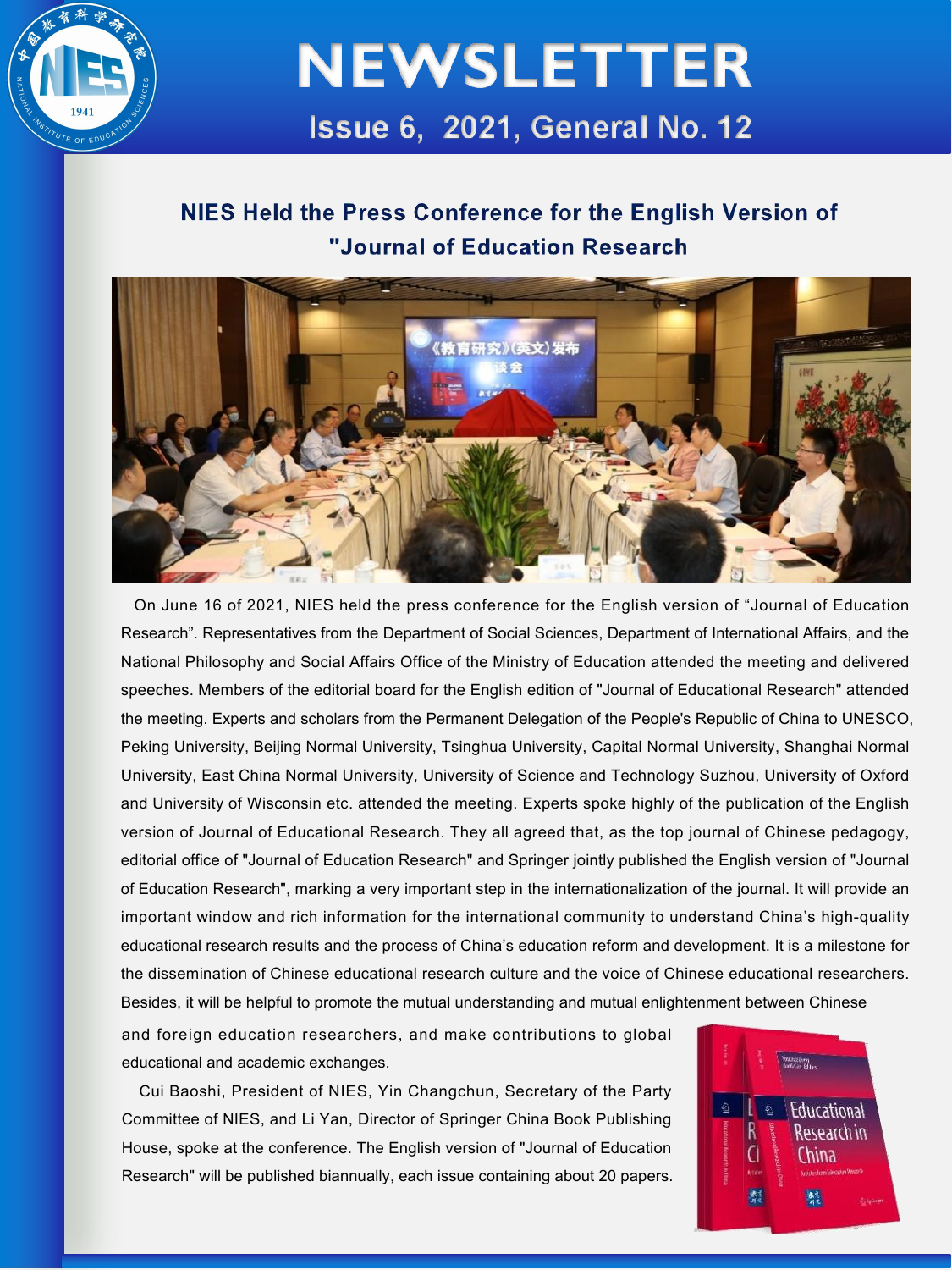# NEWSLETTER

Issue 6, 2021, General No. 12

## NIES Held the Press Conference for the English Version of "Journal of Education Research

On June 16 of 2021, NIES held the press conference for the English version of “Journal of Education Research”. Representatives from the Department of Social Sciences, Department of International Affairs, and the National Philosophy and Social Affairs Office of the Ministry of Education attended the meeting and delivered speeches. Members of the editorial board for the English edition of "Journal of Educational Research" attended the meeting. Experts and scholars from the Permanent Delegation of the People's Republic of China to UNESCO, Peking University, Beijing Normal University, Tsinghua University, Capital Normal University, Shanghai Normal University, East China Normal University, University of Science and Technology Suzhou, University of Oxford and University of Wisconsin etc. attended the meeting. Experts spoke highly of the publication of the English version of Journal of Educational Research. They all agreed that, as the top journal of Chinese pedagogy, editorial office of "Journal of Education Research" and Springer jointly published the English version of "Journal of Education Research", marking a very important step in the internationalization of the journal. It will provide an important window and rich information for the international community to understand China’s high-quality educational research results and the process of China’s education reform and development. It is a milestone for the dissemination of Chinese educational research culture and the voice of Chinese educational researchers. Besides, it will be helpful to promote the mutual understanding and mutual enlightenment between Chinese and foreign education researchers, and make contributions to global educational and academic exchanges.

Cui Baoshi, President of NIES, Yin Changchun, Secretary of the Party Committee of NIES, and Li Yan, Director of Springer China Book Publishing House, spoke at the conference. The English version of "Journal of Education Research" will be published biannually, each issue containing about 20 papers.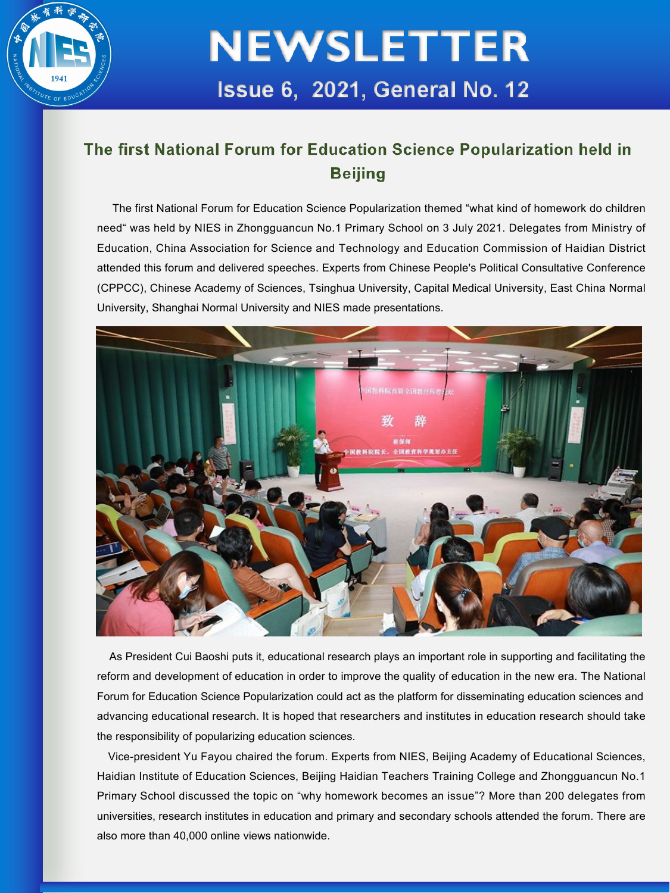# NEWSLETTER

Issue 6, 2021, General No. 12

## The first National Forum for Education Science Popularization held in Beijing

The first National Forum for Education Science Popularization themed "what kind of homework do children need" was held by NIES in Zhongguancun No.1 Primary School on 3 July 2021. Delegates from Ministry of Education, China Association for Science and Technology and Education Commission of Haidian District attended this forum and delivered speeches. Experts from Chinese People's Political Consultative Conference (CPPCC), Chinese Academy of Sciences, Tsinghua University, Capital Medical University, East China Normal University, Shanghai Normal University and NIES made presentations.

As President Cui Baoshi puts it, educational research plays an important role in supporting and facilitating the reform and development of education in order to improve the quality of education in the new era. The National Forum for Education Science Popularization could act as the platform for disseminating education sciences and advancing educational research. It is hoped that researchers and institutes in education research should take the responsibility of popularizing education sciences.

Vice-president Yu Fayou chaired the forum. Experts from NIES, Beijing Academy of Educational Sciences, Haidian Institute of Education Sciences, Beijing Haidian Teachers Training College and Zhongguancun No.1 Primary School discussed the topic on "why homework becomes an issue"? More than 200 delegates from universities, research institutes in education and primary and secondary schools attended the forum. There are also more than 40,000 online views nationwide.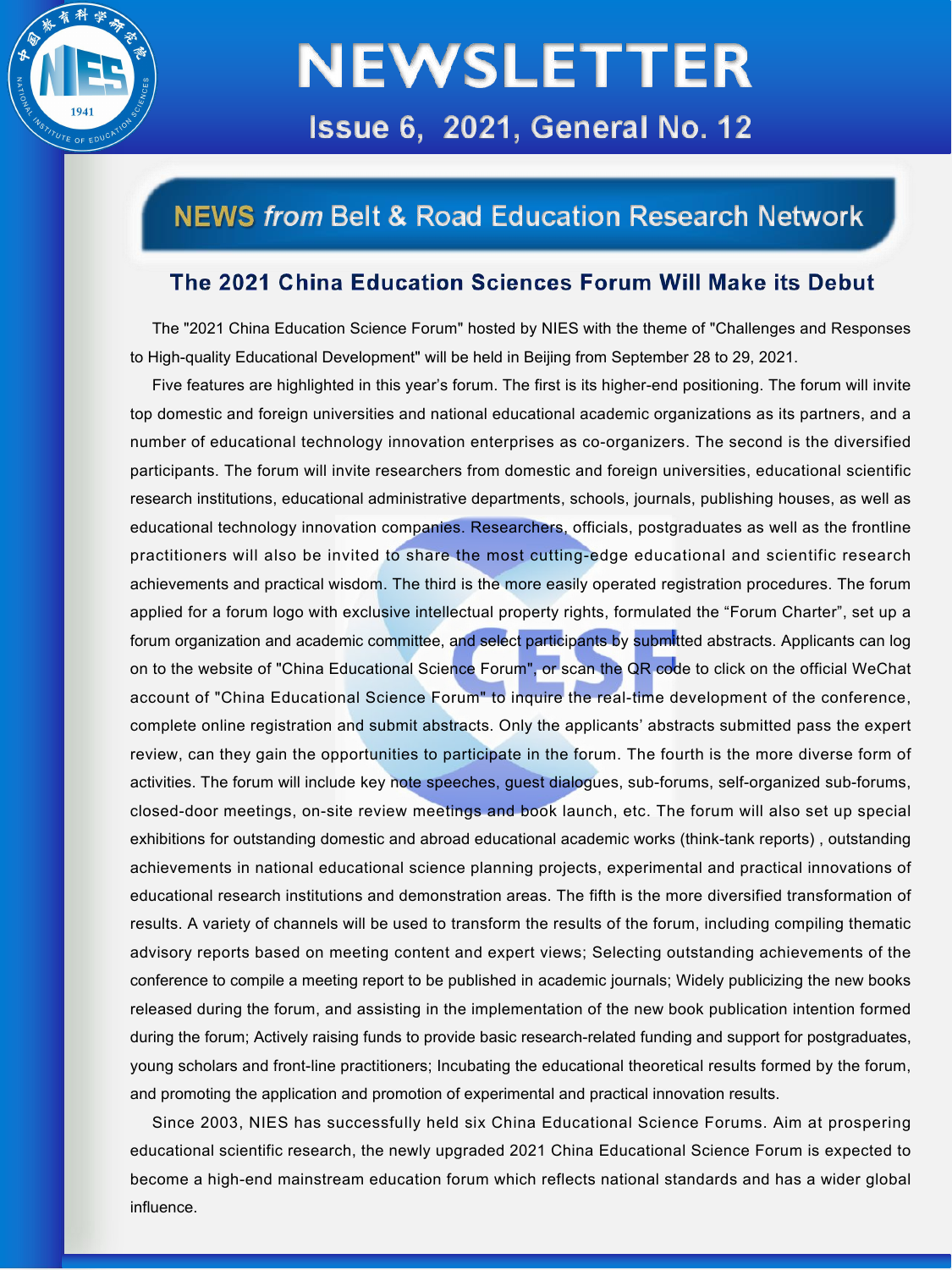# NEWSLETTER

## Issue 6, 2021, General No. 12

## NEWS *from* Belt & Road Education Research Network

### The 2021 China Education Sciences Forum Will Make its Debut

The "2021 China Education Science Forum" hosted by NIES with the theme of "Challenges and Responses to High-quality Educational Development" will be held in Beijing from September 28 to 29, 2021.

Five features are highlighted in this year's forum. The first is its higher-end positioning. The forum will invite top domestic and foreign universities and national educational academic organizations as its partners, and a number of educational technology innovation enterprises as co-organizers. The second is the diversified participants. The forum will invite researchers from domestic and foreign universities, educational scientific research institutions, educational administrative departments, schools, journals, publishing houses, as well as educational technology innovation companies. Researchers, officials, postgraduates as well as the frontline practitioners will also be invited to share the most cutting-edge educational and scientific research achievements and practical wisdom. The third is the more easily operated registration procedures. The forum applied for a forum logo with exclusive intellectual property rights, formulated the "Forum Charter", set up a forum organization and academic committee, and select participants by submitted abstracts. Applicants can log on to the website of "China Educational Science Forum", or scan the QR code to click on the official WeChat account of "China Educational Science Forum" to inquire the real-time development of the conference, complete online registration and submit abstracts. Only the applicants' abstracts submitted pass the expert review, can they gain the opportunities to participate in the forum. The fourth is the more diverse form of activities. The forum will include key note speeches, guest dialogues, sub-forums, self-organized sub-forums, closed-door meetings, on-site review meetings and book launch, etc. The forum will also set up special exhibitions for outstanding domestic and abroad educational academic works (think-tank reports) , outstanding achievements in national educational science planning projects, experimental and practical innovations of educational research institutions and demonstration areas. The fifth is the more diversified transformation of results. A variety of channels will be used to transform the results of the forum, including compiling thematic advisory reports based on meeting content and expert views; Selecting outstanding achievements of the conference to compile a meeting report to be published in academic journals; Widely publicizing the new books released during the forum, and assisting in the implementation of the new book publication intention formed during the forum; Actively raising funds to provide basic research-related funding and support for postgraduates, young scholars and front-line practitioners; Incubating the educational theoretical results formed by the forum, and promoting the application and promotion of experimental and practical innovation results.

Since 2003, NIES has successfully held six China Educational Science Forums. Aim at prospering educational scientific research, the newly upgraded 2021 China Educational Science Forum is expected to become a high-end mainstream education forum which reflects national standards and has a wider global influence.